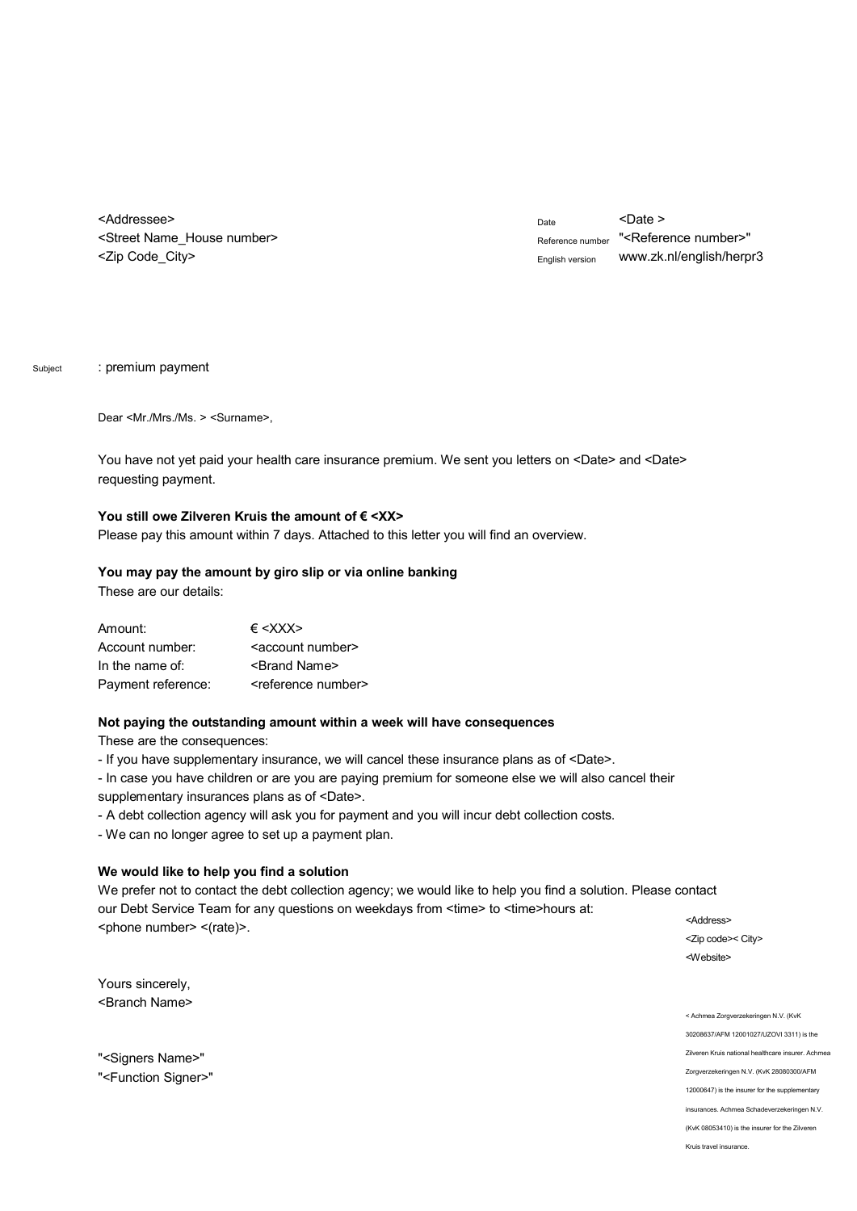<Addressee>
<Street Name_House number>
<Zip Code_City>

| | |
|---|---|
| Date | <Date > |
| Reference number | "<Reference number>" |
| English version | www.zk.nl/english/herpr3 |

Subject : premium payment

Dear <Mr./Mrs./Ms. > <Surname>,

You have not yet paid your health care insurance premium. We sent you letters on <Date> and <Date> requesting payment.

**You still owe Zilveren Kruis the amount of € <XX>**

Please pay this amount within 7 days. Attached to this letter you will find an overview.

**You may pay the amount by giro slip or via online banking**

These are our details:

| | |
|---|---|
| Amount: | € <XXX> |
| Account number: | <account number> |
| In the name of: | <Brand Name> |
| Payment reference: | <reference number> |

**Not paying the outstanding amount within a week will have consequences**

These are the consequences:

- If you have supplementary insurance, we will cancel these insurance plans as of <Date>.
- In case you have children or are you are paying premium for someone else we will also cancel their supplementary insurances plans as of <Date>.
- A debt collection agency will ask you for payment and you will incur debt collection costs.
- We can no longer agree to set up a payment plan.

**We would like to help you find a solution**

We prefer not to contact the debt collection agency; we would like to help you find a solution. Please contact our Debt Service Team for any questions on weekdays from <time> to <time>hours at: <phone number> <(rate)>.

Yours sincerely,
<Branch Name>

"<Signers Name>"
"<Function Signer>"

<Address>
<Zip code>< City>
<Website>

< Achmea Zorgverzekeringen N.V. (KvK 30208637/AFM 12001027/UZOVI 3311) is the Zilveren Kruis national healthcare insurer. Achmea Zorgverzekeringen N.V. (KvK 28080300/AFM 12000647) is the insurer for the supplementary insurances. Achmea Schadeverzekeringen N.V. (KvK 08053410) is the insurer for the Zilveren Kruis travel insurance.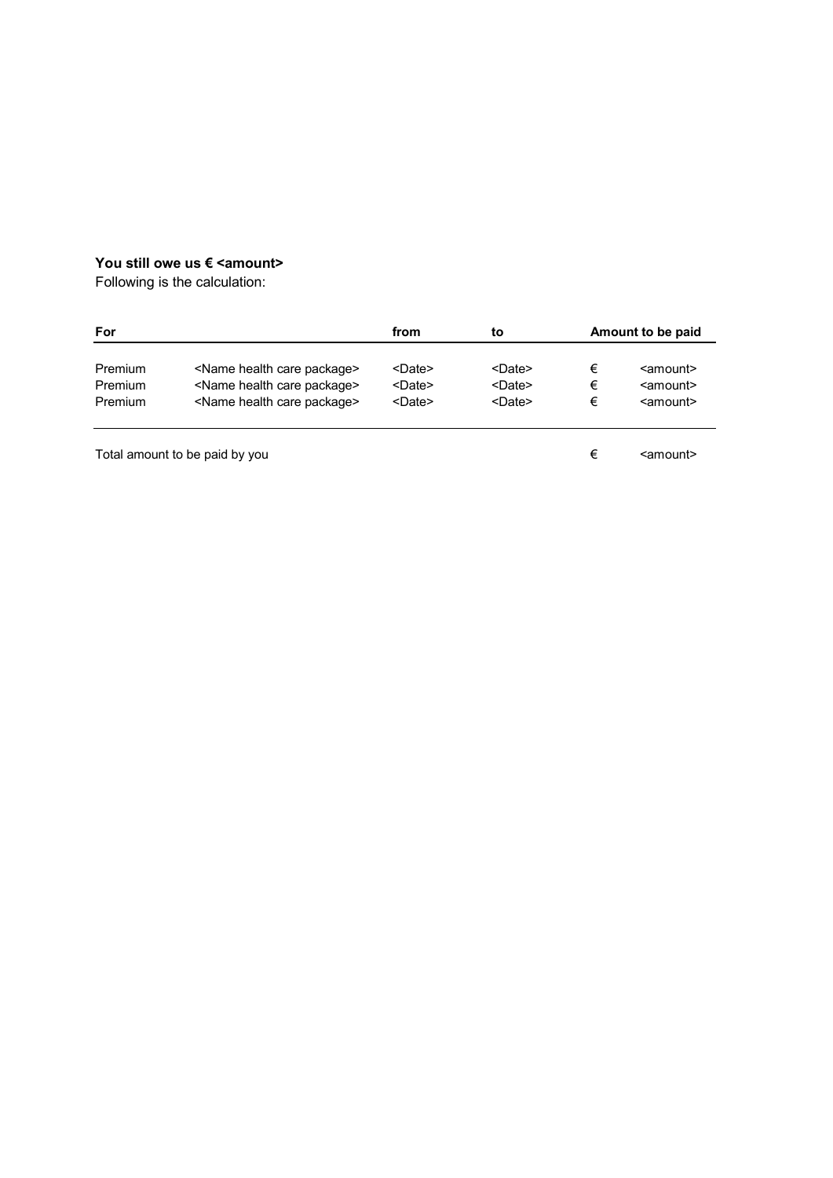**You still owe us € <amount>**
Following is the calculation:

| For | | from | to | Amount to be paid | |
|---|---|---|---|---|---|
| Premium | <Name health care package> | <Date> | <Date> | € | <amount> |
| Premium | <Name health care package> | <Date> | <Date> | € | <amount> |
| Premium | <Name health care package> | <Date> | <Date> | € | <amount> |
| Total amount to be paid by you | | | | € | <amount> |